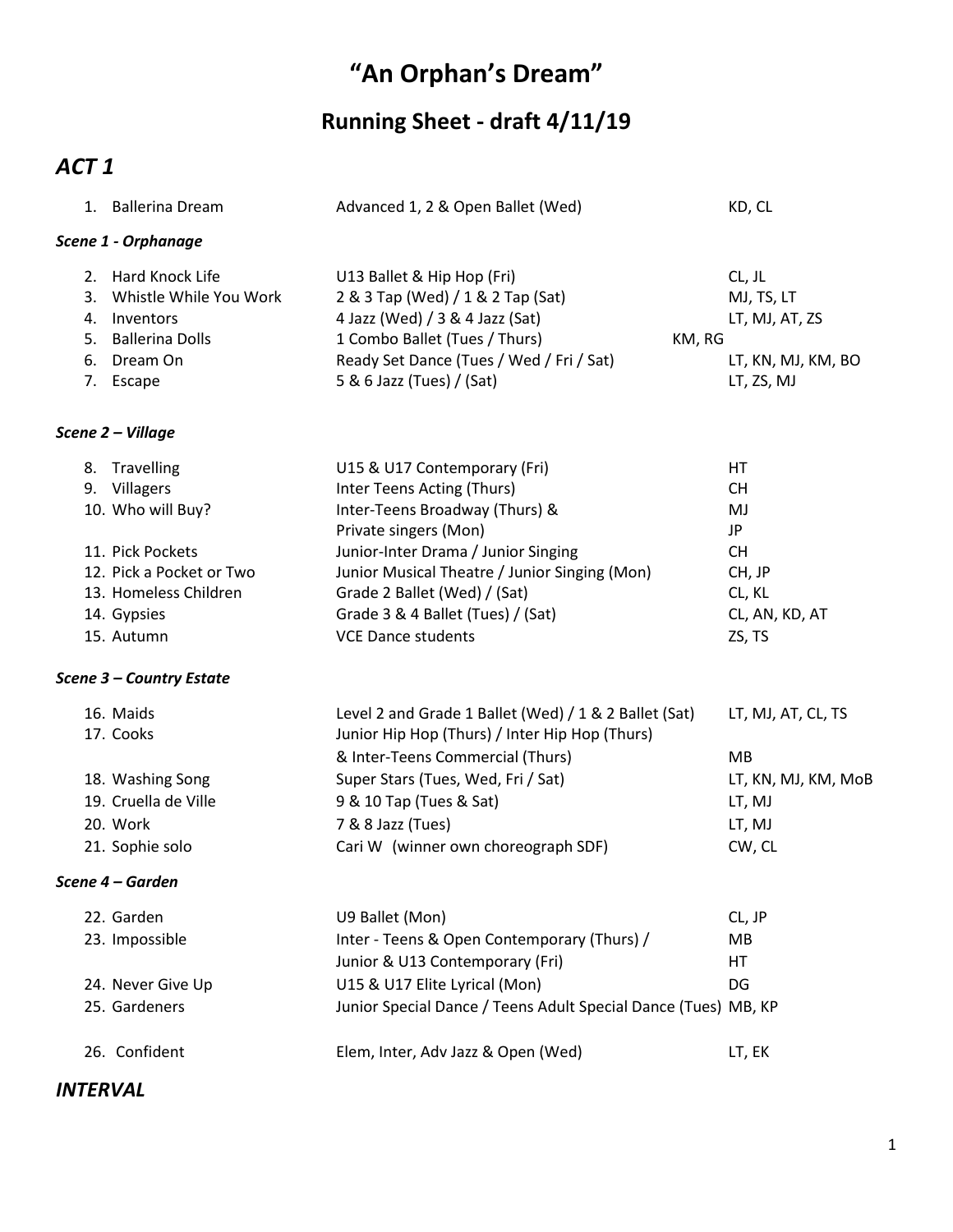# "An Orphan's Dream"

## Running Sheet - draft 4/11/19

## *ACT 1*

| No. | Item | Class | Teachers |
|---|---|---|---|
| 1. | Ballerina Dream | Advanced 1, 2 & Open Ballet (Wed) | KD, CL |
| ***Scene 1 - Orphanage*** | | | |
| 2. | Hard Knock Life | U13 Ballet & Hip Hop (Fri) | CL, JL |
| 3. | Whistle While You Work | 2 & 3 Tap (Wed) / 1 & 2 Tap (Sat) | MJ, TS, LT |
| 4. | Inventors | 4 Jazz (Wed) / 3 & 4 Jazz (Sat) | LT, MJ, AT, ZS |
| 5. | Ballerina Dolls | 1 Combo Ballet (Tues / Thurs) | KM, RG |
| 6. | Dream On | Ready Set Dance (Tues / Wed / Fri / Sat) | LT, KN, MJ, KM, BO |
| 7. | Escape | 5 & 6 Jazz (Tues) / (Sat) | LT, ZS, MJ |
| ***Scene 2 – Village*** | | | |
| 8. | Travelling | U15 & U17 Contemporary (Fri) | HT |
| 9. | Villagers | Inter Teens Acting (Thurs) | CH |
| 10. | Who will Buy? | Inter-Teens Broadway (Thurs) & | MJ |
| | | Private singers (Mon) | JP |
| 11. | Pick Pockets | Junior-Inter Drama / Junior Singing | CH |
| 12. | Pick a Pocket or Two | Junior Musical Theatre / Junior Singing (Mon) | CH, JP |
| 13. | Homeless Children | Grade 2 Ballet (Wed) / (Sat) | CL, KL |
| 14. | Gypsies | Grade 3 & 4 Ballet (Tues) / (Sat) | CL, AN, KD, AT |
| 15. | Autumn | VCE Dance students | ZS, TS |
| ***Scene 3 – Country Estate*** | | | |
| 16. | Maids | Level 2 and Grade 1 Ballet (Wed) / 1 & 2 Ballet (Sat) | LT, MJ, AT, CL, TS |
| 17. | Cooks | Junior Hip Hop (Thurs) / Inter Hip Hop (Thurs) | |
| | | & Inter-Teens Commercial (Thurs) | MB |
| 18. | Washing Song | Super Stars (Tues, Wed, Fri / Sat) | LT, KN, MJ, KM, MoB |
| 19. | Cruella de Ville | 9 & 10 Tap (Tues & Sat) | LT, MJ |
| 20. | Work | 7 & 8 Jazz (Tues) | LT, MJ |
| 21. | Sophie solo | Cari W (winner own choreograph SDF) | CW, CL |
| ***Scene 4 – Garden*** | | | |
| 22. | Garden | U9 Ballet (Mon) | CL, JP |
| 23. | Impossible | Inter - Teens & Open Contemporary (Thurs) / | MB |
| | | Junior & U13 Contemporary (Fri) | HT |
| 24. | Never Give Up | U15 & U17 Elite Lyrical (Mon) | DG |
| 25. | Gardeners | Junior Special Dance / Teens Adult Special Dance (Tues) | MB, KP |
| 26. | Confident | Elem, Inter, Adv Jazz & Open (Wed) | LT, EK |

## *INTERVAL*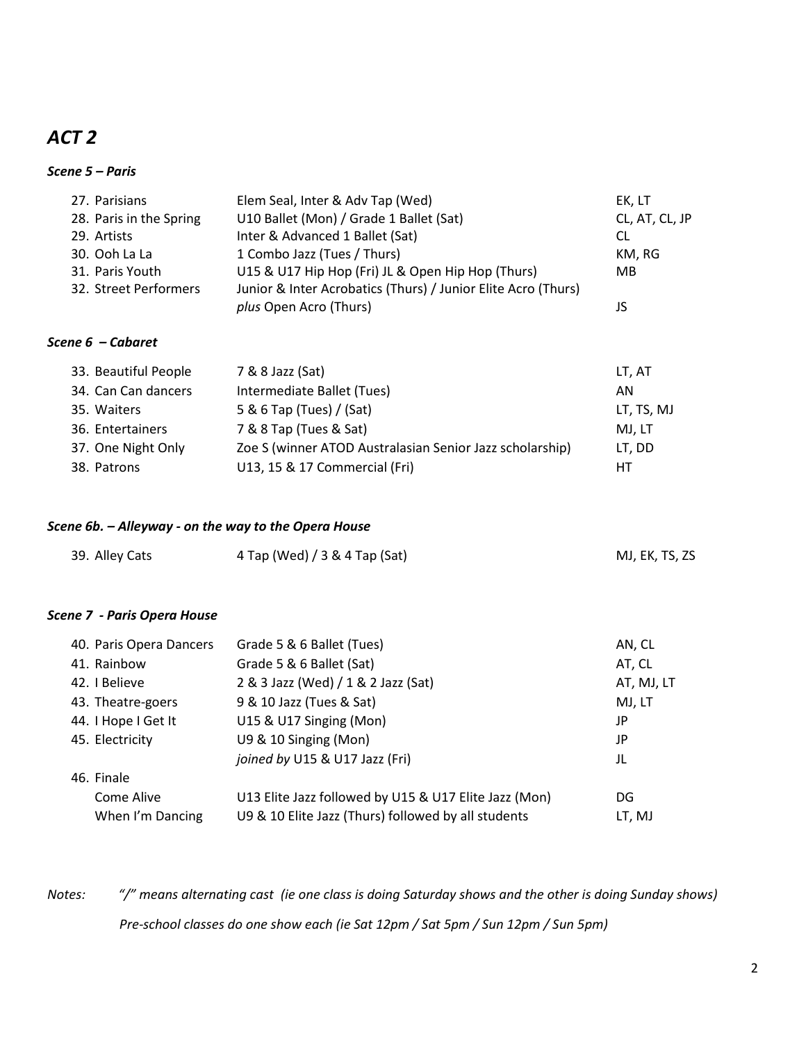# *ACT 2*

### *Scene 5 – Paris*

| | | |
|---|---|---|
| 27. Parisians | Elem Seal, Inter & Adv Tap (Wed) | EK, LT |
| 28. Paris in the Spring | U10 Ballet (Mon) / Grade 1 Ballet (Sat) | CL, AT, CL, JP |
| 29. Artists | Inter & Advanced 1 Ballet (Sat) | CL |
| 30. Ooh La La | 1 Combo Jazz (Tues / Thurs) | KM, RG |
| 31. Paris Youth | U15 & U17 Hip Hop (Fri) JL & Open Hip Hop (Thurs) | MB |
| 32. Street Performers | Junior & Inter Acrobatics (Thurs) / Junior Elite Acro (Thurs) *plus* Open Acro (Thurs) | JS |

### *Scene 6 – Cabaret*

| | | |
|---|---|---|
| 33. Beautiful People | 7 & 8 Jazz (Sat) | LT, AT |
| 34. Can Can dancers | Intermediate Ballet (Tues) | AN |
| 35. Waiters | 5 & 6 Tap (Tues) / (Sat) | LT, TS, MJ |
| 36. Entertainers | 7 & 8 Tap (Tues & Sat) | MJ, LT |
| 37. One Night Only | Zoe S (winner ATOD Australasian Senior Jazz scholarship) | LT, DD |
| 38. Patrons | U13, 15 & 17 Commercial (Fri) | HT |

### *Scene 6b. – Alleyway - on the way to the Opera House*

| | | |
|---|---|---|
| 39. Alley Cats | 4 Tap (Wed) / 3 & 4 Tap (Sat) | MJ, EK, TS, ZS |

### *Scene 7 - Paris Opera House*

| | | |
|---|---|---|
| 40. Paris Opera Dancers | Grade 5 & 6 Ballet (Tues) | AN, CL |
| 41. Rainbow | Grade 5 & 6 Ballet (Sat) | AT, CL |
| 42. I Believe | 2 & 3 Jazz (Wed) / 1 & 2 Jazz (Sat) | AT, MJ, LT |
| 43. Theatre-goers | 9 & 10 Jazz (Tues & Sat) | MJ, LT |
| 44. I Hope I Get It | U15 & U17 Singing (Mon) | JP |
| 45. Electricity | U9 & 10 Singing (Mon) | JP |
| | *joined by* U15 & U17 Jazz (Fri) | JL |
| 46. Finale | | |
| Come Alive | U13 Elite Jazz followed by U15 & U17 Elite Jazz (Mon) | DG |
| When I'm Dancing | U9 & 10 Elite Jazz (Thurs) followed by all students | LT, MJ |

*Notes: "/" means alternating cast (ie one class is doing Saturday shows and the other is doing Sunday shows)*

*Pre-school classes do one show each (ie Sat 12pm / Sat 5pm / Sun 12pm / Sun 5pm)*